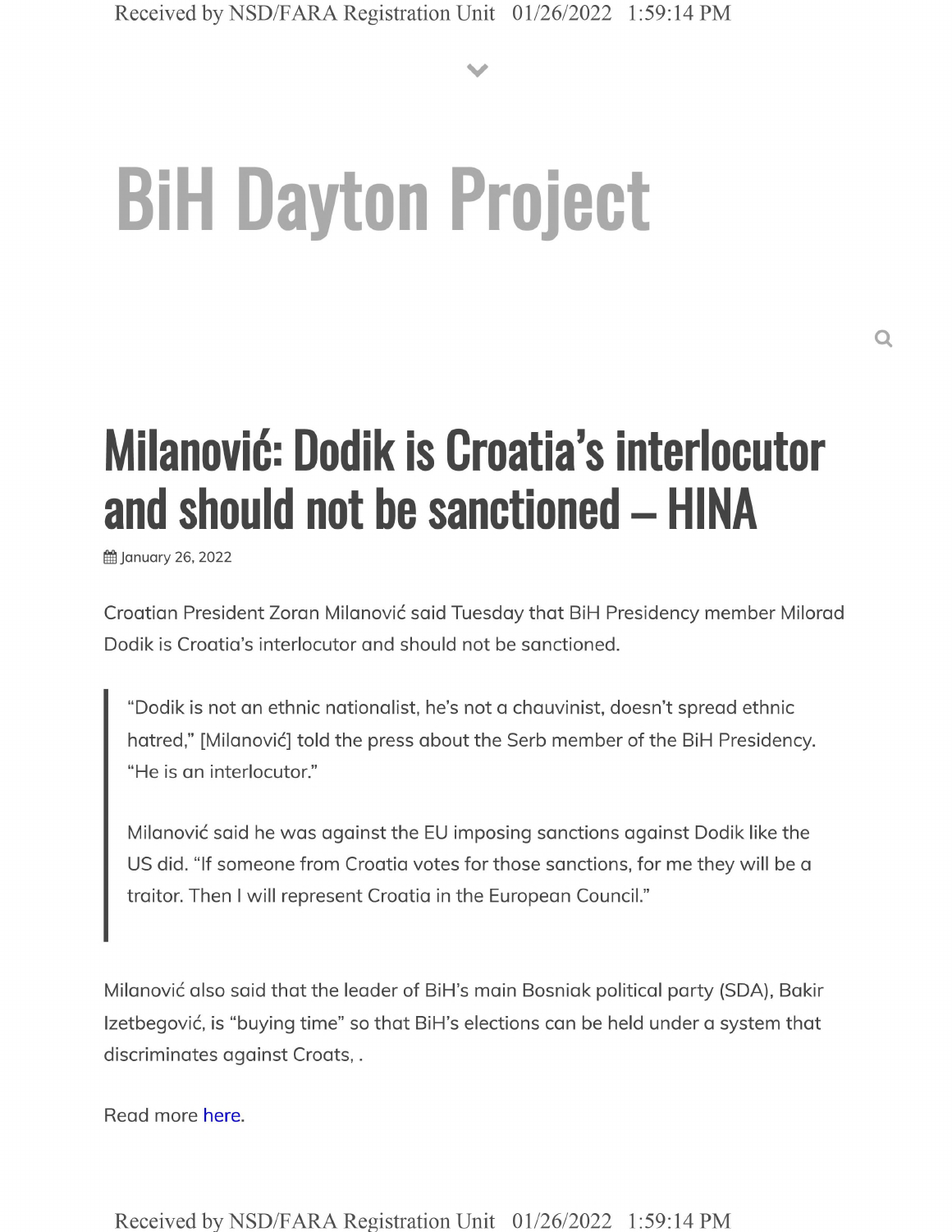# BiH Dayton Project

## Milanović: Dodik is Croatia's interlocutor and should not be sanctioned – HINA

January 26, 2022

Croatian President Zoran Milanović said Tuesday that BiH Presidency member Milorad Dodik is Croatia's interlocutor and should not be sanctioned.

> "Dodik is not an ethnic nationalist, he's not a chauvinist, doesn't spread ethnic hatred," [Milanović] told the press about the Serb member of the BiH Presidency. "He is an interlocutor."
>
> Milanović said he was against the EU imposing sanctions against Dodik like the US did. "If someone from Croatia votes for those sanctions, for me they will be a traitor. Then I will represent Croatia in the European Council."

Milanović also said that the leader of BiH's main Bosniak political party (SDA), Bakir Izetbegović, is "buying time" so that BiH's elections can be held under a system that discriminates against Croats, .

Read more here.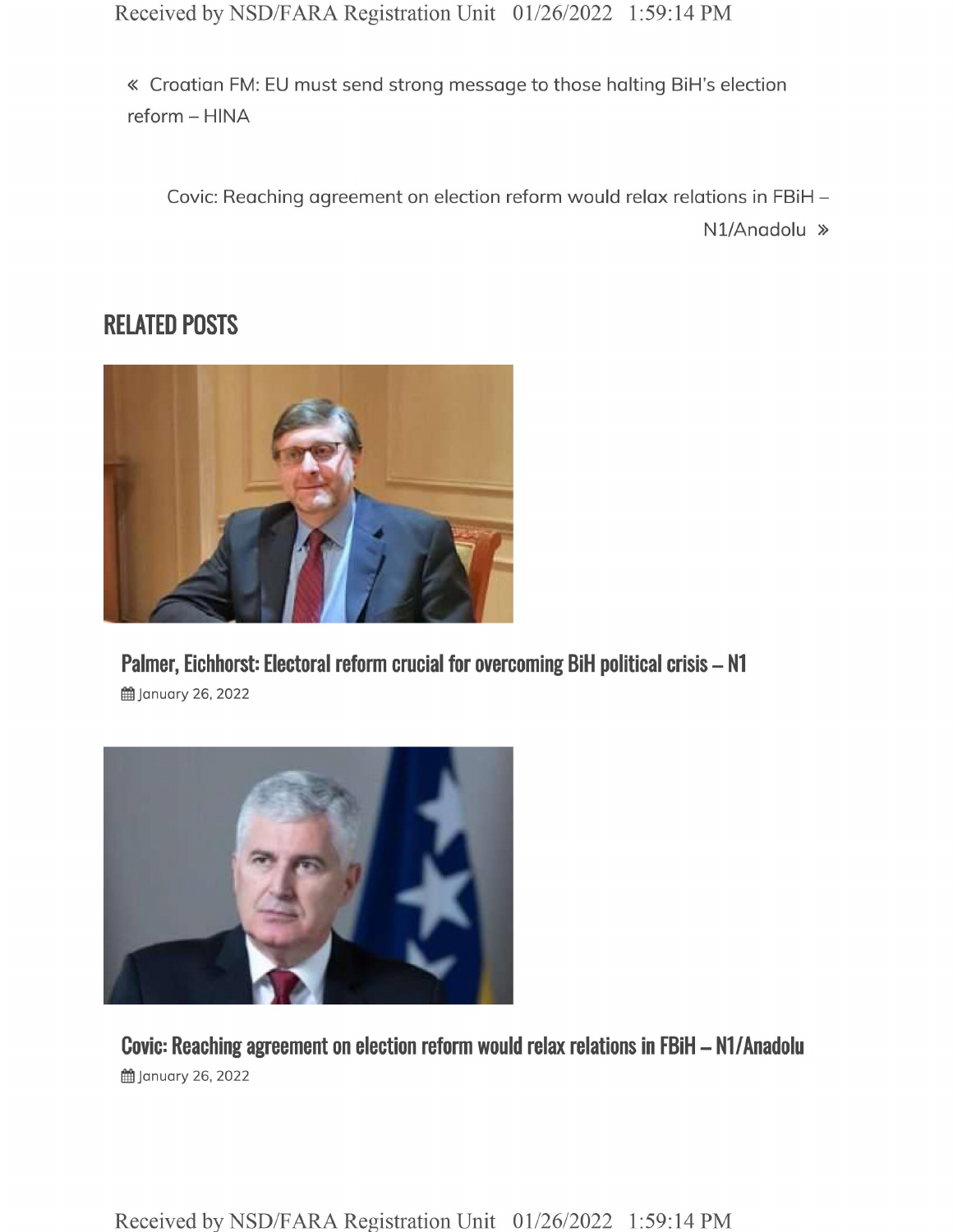« Croatian FM: EU must send strong message to those halting BiH's election reform – HINA

Covic: Reaching agreement on election reform would relax relations in FBiH – N1/Anadolu »

## RELATED POSTS

### Palmer, Eichhorst: Electoral reform crucial for overcoming BiH political crisis – N1

January 26, 2022

### Covic: Reaching agreement on election reform would relax relations in FBiH – N1/Anadolu

January 26, 2022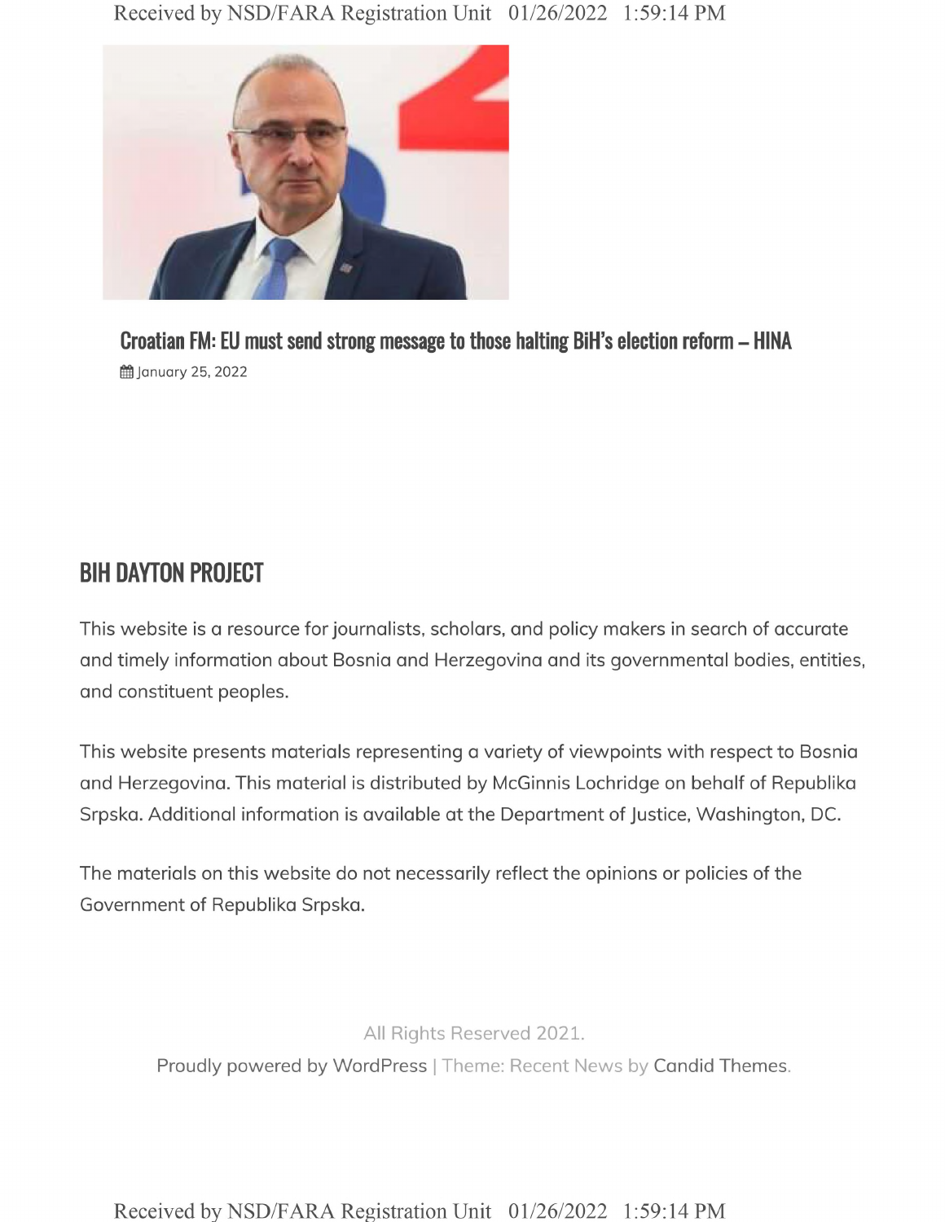**Croatian FM: EU must send strong message to those halting BiH's election reform – HINA**

January 25, 2022

## BIH DAYTON PROJECT

This website is a resource for journalists, scholars, and policy makers in search of accurate and timely information about Bosnia and Herzegovina and its governmental bodies, entities, and constituent peoples.

This website presents materials representing a variety of viewpoints with respect to Bosnia and Herzegovina. This material is distributed by McGinnis Lochridge on behalf of Republika Srpska. Additional information is available at the Department of Justice, Washington, DC.

The materials on this website do not necessarily reflect the opinions or policies of the Government of Republika Srpska.

All Rights Reserved 2021.

Proudly powered by WordPress | Theme: Recent News by Candid Themes.